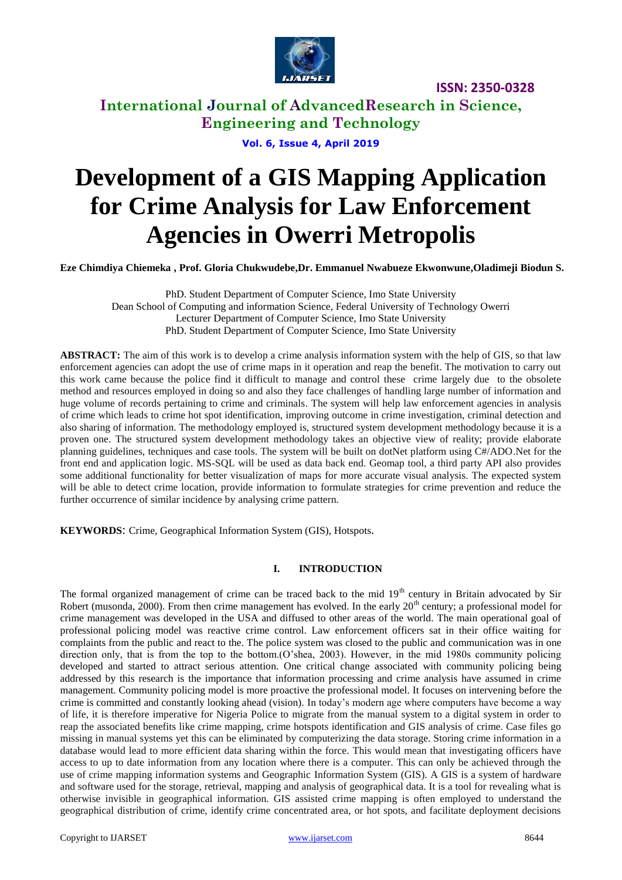# Development of a GIS Mapping Application for Crime Analysis for Law Enforcement Agencies in Owerri Metropolis

**Eze Chimdiya Chiemeka , Prof. Gloria Chukwudebe,Dr. Emmanuel Nwabueze Ekwonwune,Oladimeji Biodun S.**

PhD. Student Department of Computer Science, Imo State University
Dean School of Computing and information Science, Federal University of Technology Owerri
Lecturer Department of Computer Science, Imo State University
PhD. Student Department of Computer Science, Imo State University

**ABSTRACT:** The aim of this work is to develop a crime analysis information system with the help of GIS, so that law enforcement agencies can adopt the use of crime maps in it operation and reap the benefit. The motivation to carry out this work came because the police find it difficult to manage and control these crime largely due to the obsolete method and resources employed in doing so and also they face challenges of handling large number of information and huge volume of records pertaining to crime and criminals. The system will help law enforcement agencies in analysis of crime which leads to crime hot spot identification, improving outcome in crime investigation, criminal detection and also sharing of information. The methodology employed is, structured system development methodology because it is a proven one. The structured system development methodology takes an objective view of reality; provide elaborate planning guidelines, techniques and case tools. The system will be built on dotNet platform using C#/ADO.Net for the front end and application logic. MS-SQL will be used as data back end. Geomap tool, a third party API also provides some additional functionality for better visualization of maps for more accurate visual analysis. The expected system will be able to detect crime location, provide information to formulate strategies for crime prevention and reduce the further occurrence of similar incidence by analysing crime pattern.

**KEYWORDS**: Crime, Geographical Information System (GIS), Hotspots.

## I. INTRODUCTION

The formal organized management of crime can be traced back to the mid 19th century in Britain advocated by Sir Robert (musonda, 2000). From then crime management has evolved. In the early 20th century; a professional model for crime management was developed in the USA and diffused to other areas of the world. The main operational goal of professional policing model was reactive crime control. Law enforcement officers sat in their office waiting for complaints from the public and react to the. The police system was closed to the public and communication was in one direction only, that is from the top to the bottom.(O'shea, 2003). However, in the mid 1980s community policing developed and started to attract serious attention. One critical change associated with community policing being addressed by this research is the importance that information processing and crime analysis have assumed in crime management. Community policing model is more proactive the professional model. It focuses on intervening before the crime is committed and constantly looking ahead (vision). In today's modern age where computers have become a way of life, it is therefore imperative for Nigeria Police to migrate from the manual system to a digital system in order to reap the associated benefits like crime mapping, crime hotspots identification and GIS analysis of crime. Case files go missing in manual systems yet this can be eliminated by computerizing the data storage. Storing crime information in a database would lead to more efficient data sharing within the force. This would mean that investigating officers have access to up to date information from any location where there is a computer. This can only be achieved through the use of crime mapping information systems and Geographic Information System (GIS). A GIS is a system of hardware and software used for the storage, retrieval, mapping and analysis of geographical data. It is a tool for revealing what is otherwise invisible in geographical information. GIS assisted crime mapping is often employed to understand the geographical distribution of crime, identify crime concentrated area, or hot spots, and facilitate deployment decisions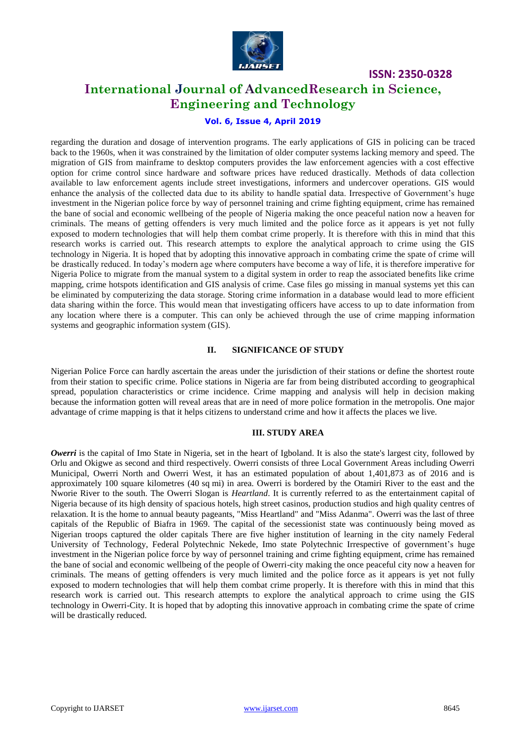regarding the duration and dosage of intervention programs. The early applications of GIS in policing can be traced back to the 1960s, when it was constrained by the limitation of older computer systems lacking memory and speed. The migration of GIS from mainframe to desktop computers provides the law enforcement agencies with a cost effective option for crime control since hardware and software prices have reduced drastically. Methods of data collection available to law enforcement agents include street investigations, informers and undercover operations. GIS would enhance the analysis of the collected data due to its ability to handle spatial data. Irrespective of Government's huge investment in the Nigerian police force by way of personnel training and crime fighting equipment, crime has remained the bane of social and economic wellbeing of the people of Nigeria making the once peaceful nation now a heaven for criminals. The means of getting offenders is very much limited and the police force as it appears is yet not fully exposed to modern technologies that will help them combat crime properly. It is therefore with this in mind that this research works is carried out. This research attempts to explore the analytical approach to crime using the GIS technology in Nigeria. It is hoped that by adopting this innovative approach in combating crime the spate of crime will be drastically reduced. In today's modern age where computers have become a way of life, it is therefore imperative for Nigeria Police to migrate from the manual system to a digital system in order to reap the associated benefits like crime mapping, crime hotspots identification and GIS analysis of crime. Case files go missing in manual systems yet this can be eliminated by computerizing the data storage. Storing crime information in a database would lead to more efficient data sharing within the force. This would mean that investigating officers have access to up to date information from any location where there is a computer. This can only be achieved through the use of crime mapping information systems and geographic information system (GIS).

## II. SIGNIFICANCE OF STUDY

Nigerian Police Force can hardly ascertain the areas under the jurisdiction of their stations or define the shortest route from their station to specific crime. Police stations in Nigeria are far from being distributed according to geographical spread, population characteristics or crime incidence. Crime mapping and analysis will help in decision making because the information gotten will reveal areas that are in need of more police formation in the metropolis. One major advantage of crime mapping is that it helps citizens to understand crime and how it affects the places we live.

## III. STUDY AREA

***Owerri*** is the capital of Imo State in Nigeria, set in the heart of Igboland. It is also the state's largest city, followed by Orlu and Okigwe as second and third respectively. Owerri consists of three Local Government Areas including Owerri Municipal, Owerri North and Owerri West, it has an estimated population of about 1,401,873 as of 2016 and is approximately 100 square kilometres (40 sq mi) in area. Owerri is bordered by the Otamiri River to the east and the Nworie River to the south. The Owerri Slogan is *Heartland*. It is currently referred to as the entertainment capital of Nigeria because of its high density of spacious hotels, high street casinos, production studios and high quality centres of relaxation. It is the home to annual beauty pageants, "Miss Heartland" and "Miss Adanma". Owerri was the last of three capitals of the Republic of Biafra in 1969. The capital of the secessionist state was continuously being moved as Nigerian troops captured the older capitals There are five higher institution of learning in the city namely Federal University of Technology, Federal Polytechnic Nekede, Imo state Polytechnic Irrespective of government's huge investment in the Nigerian police force by way of personnel training and crime fighting equipment, crime has remained the bane of social and economic wellbeing of the people of Owerri-city making the once peaceful city now a heaven for criminals. The means of getting offenders is very much limited and the police force as it appears is yet not fully exposed to modern technologies that will help them combat crime properly. It is therefore with this in mind that this research work is carried out. This research attempts to explore the analytical approach to crime using the GIS technology in Owerri-City. It is hoped that by adopting this innovative approach in combating crime the spate of crime will be drastically reduced.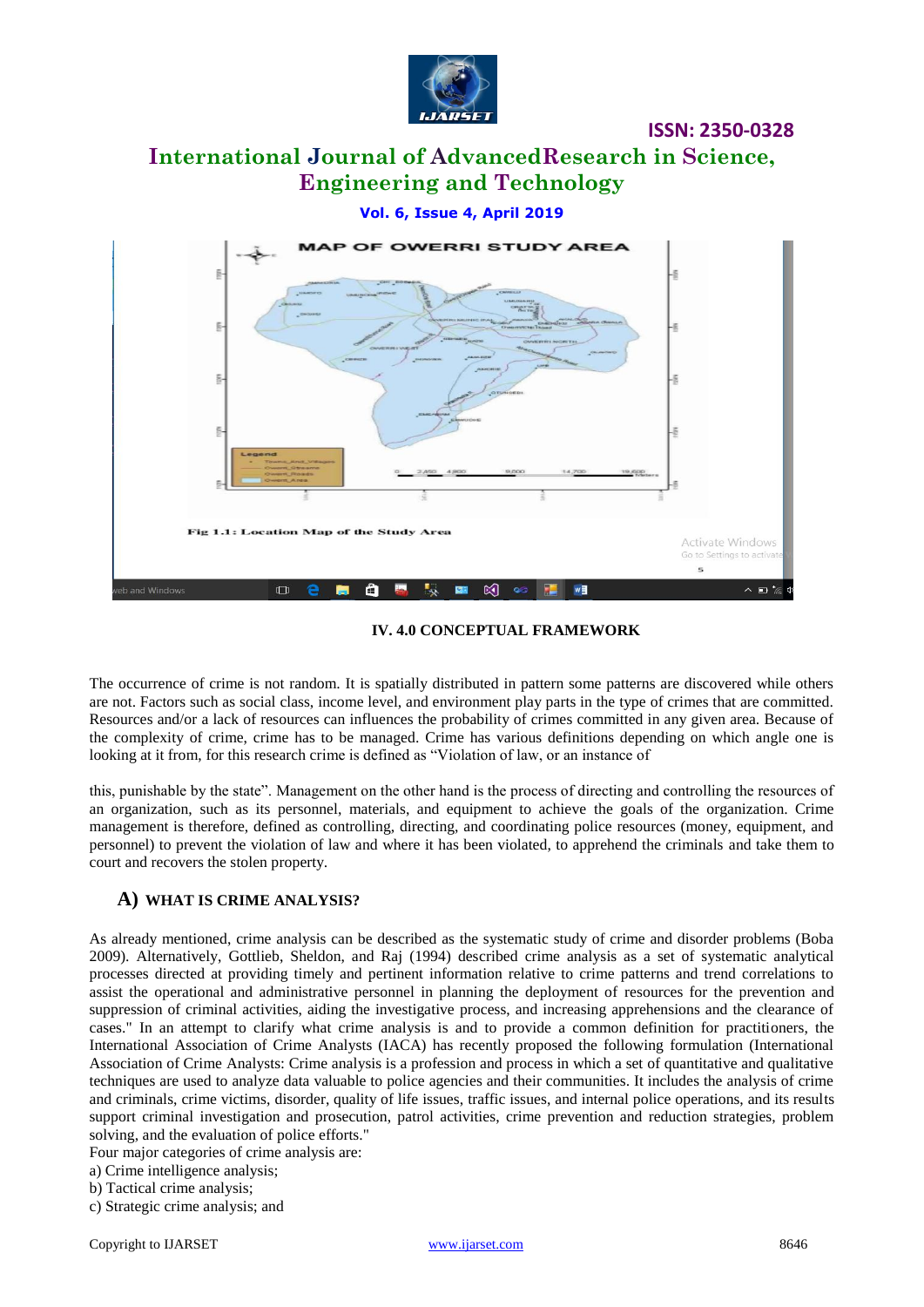Fig 1.1: Location Map of the Study Area

## IV. 4.0 CONCEPTUAL FRAMEWORK

The occurrence of crime is not random. It is spatially distributed in pattern some patterns are discovered while others are not. Factors such as social class, income level, and environment play parts in the type of crimes that are committed. Resources and/or a lack of resources can influences the probability of crimes committed in any given area. Because of the complexity of crime, crime has to be managed. Crime has various definitions depending on which angle one is looking at it from, for this research crime is defined as "Violation of law, or an instance of

this, punishable by the state". Management on the other hand is the process of directing and controlling the resources of an organization, such as its personnel, materials, and equipment to achieve the goals of the organization. Crime management is therefore, defined as controlling, directing, and coordinating police resources (money, equipment, and personnel) to prevent the violation of law and where it has been violated, to apprehend the criminals and take them to court and recovers the stolen property.

### A) WHAT IS CRIME ANALYSIS?

As already mentioned, crime analysis can be described as the systematic study of crime and disorder problems (Boba 2009). Alternatively, Gottlieb, Sheldon, and Raj (1994) described crime analysis as a set of systematic analytical processes directed at providing timely and pertinent information relative to crime patterns and trend correlations to assist the operational and administrative personnel in planning the deployment of resources for the prevention and suppression of criminal activities, aiding the investigative process, and increasing apprehensions and the clearance of cases." In an attempt to clarify what crime analysis is and to provide a common definition for practitioners, the International Association of Crime Analysts (IACA) has recently proposed the following formulation (International Association of Crime Analysts: Crime analysis is a profession and process in which a set of quantitative and qualitative techniques are used to analyze data valuable to police agencies and their communities. It includes the analysis of crime and criminals, crime victims, disorder, quality of life issues, traffic issues, and internal police operations, and its results support criminal investigation and prosecution, patrol activities, crime prevention and reduction strategies, problem solving, and the evaluation of police efforts."

Four major categories of crime analysis are:

a) Crime intelligence analysis;
b) Tactical crime analysis;
c) Strategic crime analysis; and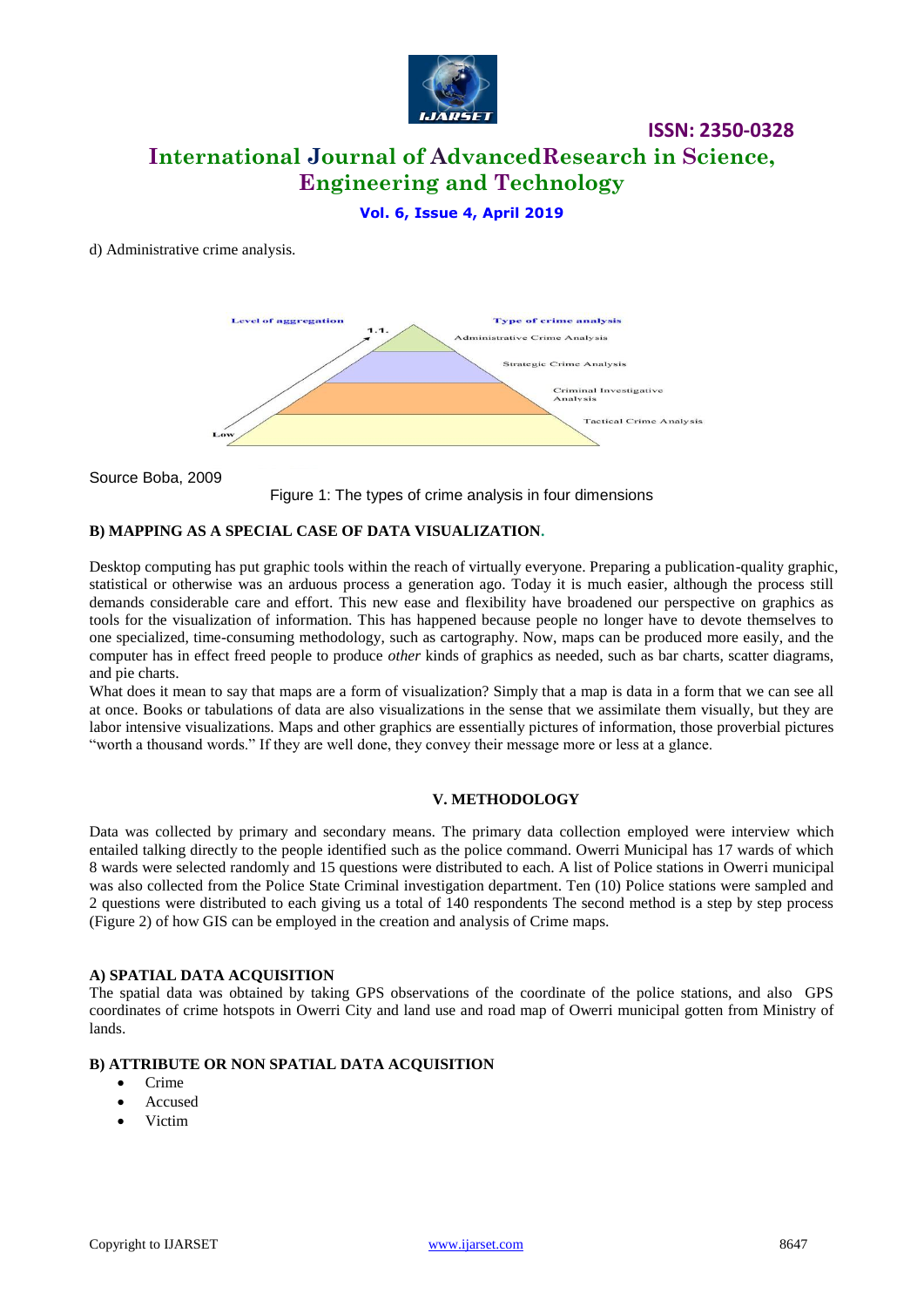d) Administrative crime analysis.

Source Boba, 2009

Figure 1: The types of crime analysis in four dimensions

## B) MAPPING AS A SPECIAL CASE OF DATA VISUALIZATION.

Desktop computing has put graphic tools within the reach of virtually everyone. Preparing a publication-quality graphic, statistical or otherwise was an arduous process a generation ago. Today it is much easier, although the process still demands considerable care and effort. This new ease and flexibility have broadened our perspective on graphics as tools for the visualization of information. This has happened because people no longer have to devote themselves to one specialized, time-consuming methodology, such as cartography. Now, maps can be produced more easily, and the computer has in effect freed people to produce *other* kinds of graphics as needed, such as bar charts, scatter diagrams, and pie charts.

What does it mean to say that maps are a form of visualization? Simply that a map is data in a form that we can see all at once. Books or tabulations of data are also visualizations in the sense that we assimilate them visually, but they are labor intensive visualizations. Maps and other graphics are essentially pictures of information, those proverbial pictures "worth a thousand words." If they are well done, they convey their message more or less at a glance.

# V. METHODOLOGY

Data was collected by primary and secondary means. The primary data collection employed were interview which entailed talking directly to the people identified such as the police command. Owerri Municipal has 17 wards of which 8 wards were selected randomly and 15 questions were distributed to each. A list of Police stations in Owerri municipal was also collected from the Police State Criminal investigation department. Ten (10) Police stations were sampled and 2 questions were distributed to each giving us a total of 140 respondents The second method is a step by step process (Figure 2) of how GIS can be employed in the creation and analysis of Crime maps.

## A) SPATIAL DATA ACQUISITION

The spatial data was obtained by taking GPS observations of the coordinate of the police stations, and also GPS coordinates of crime hotspots in Owerri City and land use and road map of Owerri municipal gotten from Ministry of lands.

## B) ATTRIBUTE OR NON SPATIAL DATA ACQUISITION

- Crime
- Accused
- Victim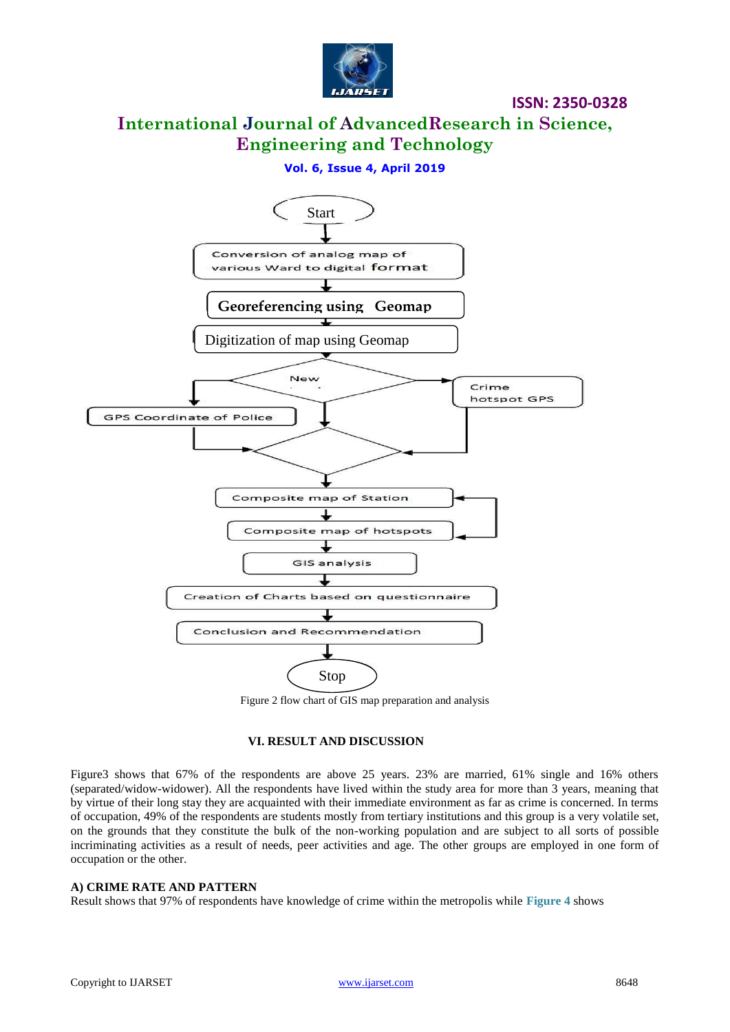Start

Conversion of analog map of various Ward to digital format

Georeferencing using Geomap

Digitization of map using Geomap

New

GPS Coordinate of Police

Crime hotspot GPS

Composite map of Station

Composite map of hotspots

GIS analysis

Creation of Charts based on questionnaire

Conclusion and Recommendation

Stop

Figure 2 flow chart of GIS map preparation and analysis

## VI. RESULT AND DISCUSSION

Figure3 shows that 67% of the respondents are above 25 years. 23% are married, 61% single and 16% others (separated/widow-widower). All the respondents have lived within the study area for more than 3 years, meaning that by virtue of their long stay they are acquainted with their immediate environment as far as crime is concerned. In terms of occupation, 49% of the respondents are students mostly from tertiary institutions and this group is a very volatile set, on the grounds that they constitute the bulk of the non-working population and are subject to all sorts of possible incriminating activities as a result of needs, peer activities and age. The other groups are employed in one form of occupation or the other.

### A) CRIME RATE AND PATTERN

Result shows that 97% of respondents have knowledge of crime within the metropolis while **Figure 4** shows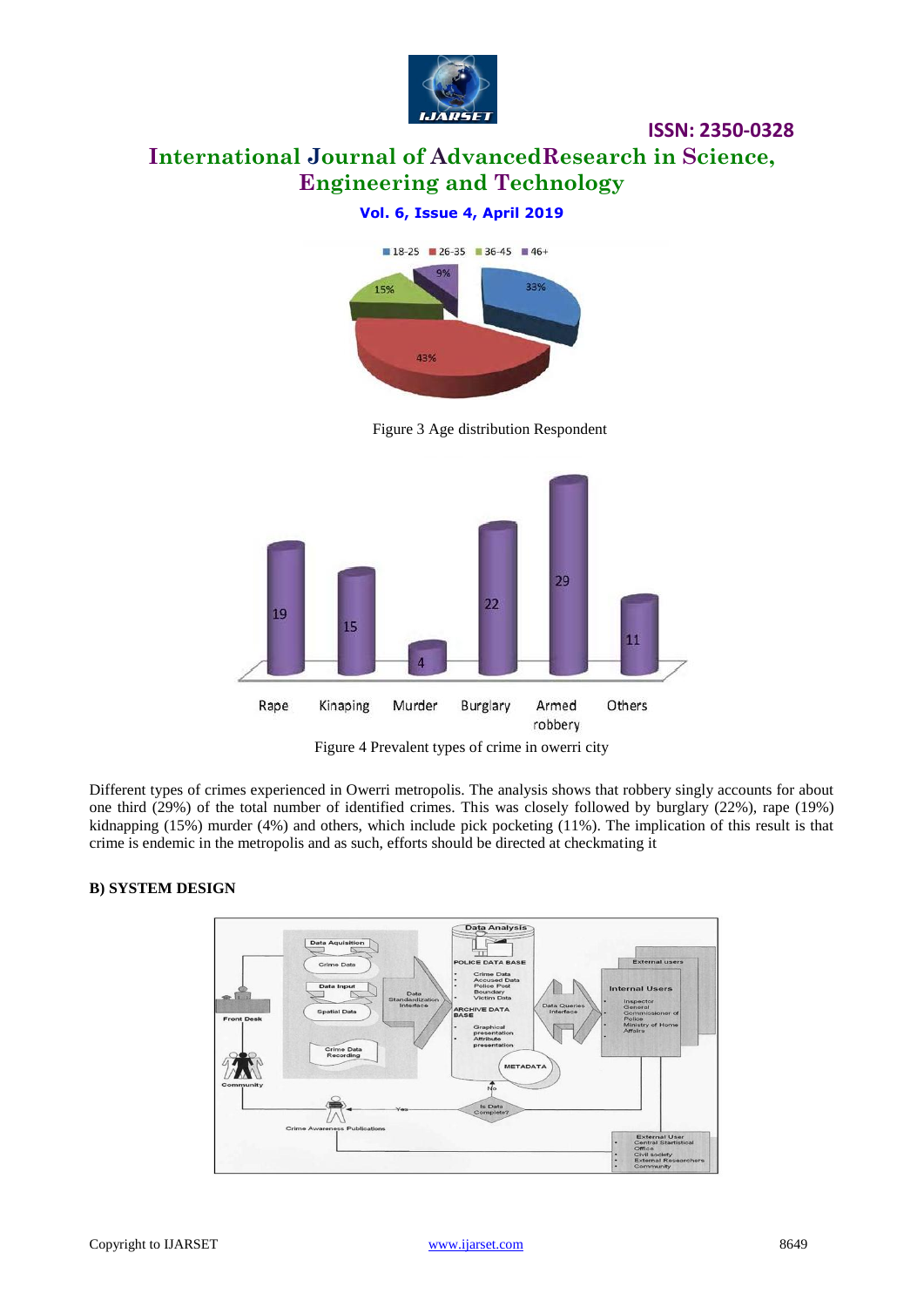Figure 3 Age distribution Respondent

Figure 4 Prevalent types of crime in owerri city

Different types of crimes experienced in Owerri metropolis. The analysis shows that robbery singly accounts for about one third (29%) of the total number of identified crimes. This was closely followed by burglary (22%), rape (19%) kidnapping (15%) murder (4%) and others, which include pick pocketing (11%). The implication of this result is that crime is endemic in the metropolis and as such, efforts should be directed at checkmating it

### B) SYSTEM DESIGN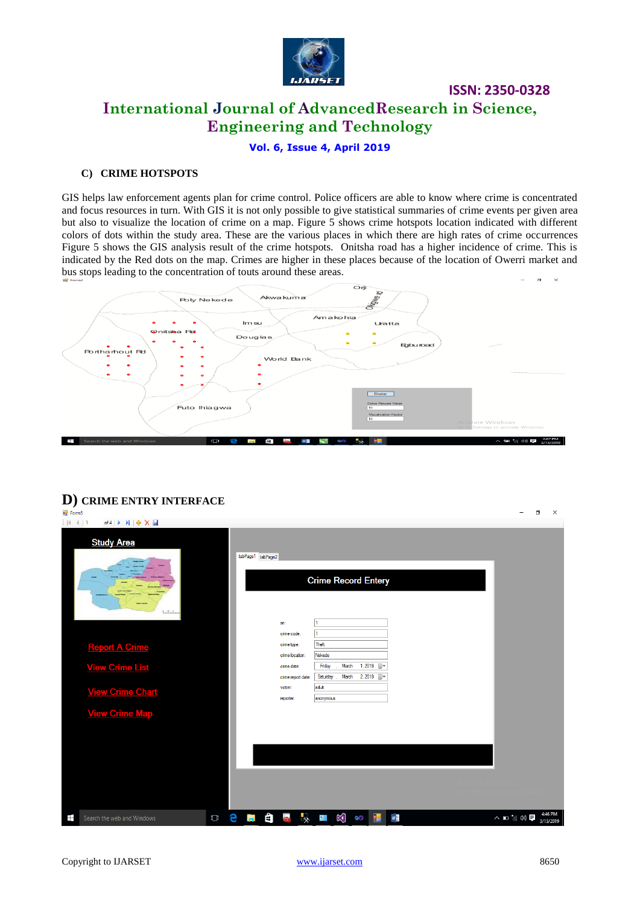### C) CRIME HOTSPOTS

GIS helps law enforcement agents plan for crime control. Police officers are able to know where crime is concentrated and focus resources in turn. With GIS it is not only possible to give statistical summaries of crime events per given area but also to visualize the location of crime on a map. Figure 5 shows crime hotspots location indicated with different colors of dots within the study area. These are the various places in which there are high rates of crime occurrences Figure 5 shows the GIS analysis result of the crime hotspots. Onitsha road has a higher incidence of crime. This is indicated by the Red dots on the map. Crimes are higher in these places because of the location of Owerri market and bus stops leading to the concentration of touts around these areas.

### D) CRIME ENTRY INTERFACE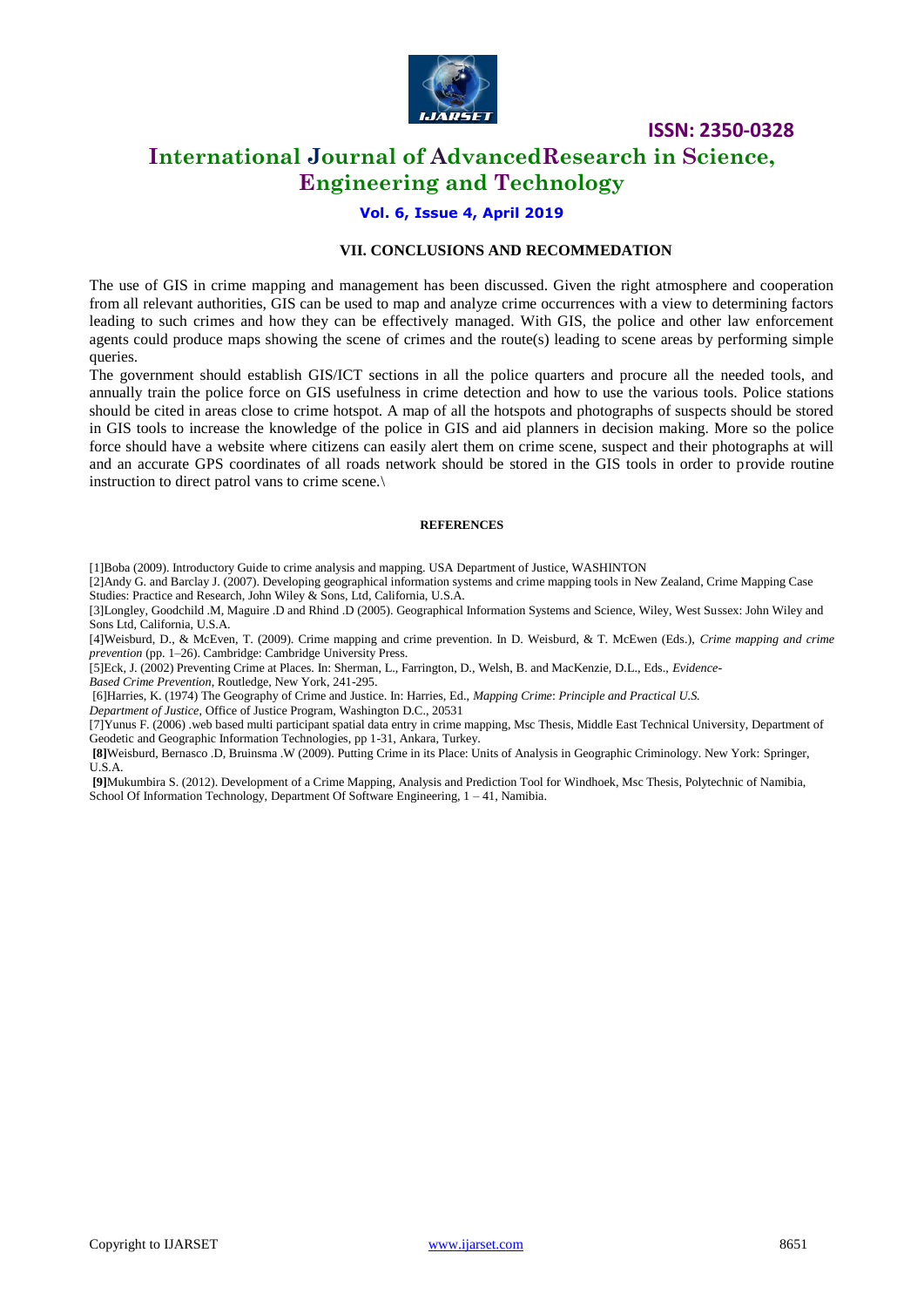## VII. CONCLUSIONS AND RECOMMEDATION

The use of GIS in crime mapping and management has been discussed. Given the right atmosphere and cooperation from all relevant authorities, GIS can be used to map and analyze crime occurrences with a view to determining factors leading to such crimes and how they can be effectively managed. With GIS, the police and other law enforcement agents could produce maps showing the scene of crimes and the route(s) leading to scene areas by performing simple queries.

The government should establish GIS/ICT sections in all the police quarters and procure all the needed tools, and annually train the police force on GIS usefulness in crime detection and how to use the various tools. Police stations should be cited in areas close to crime hotspot. A map of all the hotspots and photographs of suspects should be stored in GIS tools to increase the knowledge of the police in GIS and aid planners in decision making. More so the police force should have a website where citizens can easily alert them on crime scene, suspect and their photographs at will and an accurate GPS coordinates of all roads network should be stored in the GIS tools in order to provide routine instruction to direct patrol vans to crime scene.\

### REFERENCES

[1]Boba (2009). Introductory Guide to crime analysis and mapping. USA Department of Justice, WASHINTON

[2]Andy G. and Barclay J. (2007). Developing geographical information systems and crime mapping tools in New Zealand, Crime Mapping Case Studies: Practice and Research, John Wiley & Sons, Ltd, California, U.S.A.

[3]Longley, Goodchild .M, Maguire .D and Rhind .D (2005). Geographical Information Systems and Science, Wiley, West Sussex: John Wiley and Sons Ltd, California, U.S.A.

[4]Weisburd, D., & McEven, T. (2009). Crime mapping and crime prevention. In D. Weisburd, & T. McEwen (Eds.), *Crime mapping and crime prevention* (pp. 1–26). Cambridge: Cambridge University Press.

[5]Eck, J. (2002) Preventing Crime at Places. In: Sherman, L., Farrington, D., Welsh, B. and MacKenzie, D.L., Eds., *Evidence-Based Crime Prevention*, Routledge, New York, 241-295.

[6]Harries, K. (1974) The Geography of Crime and Justice. In: Harries, Ed., *Mapping Crime*: *Principle and Practical U.S. Department of Justice*, Office of Justice Program, Washington D.C., 20531

[7]Yunus F. (2006) .web based multi participant spatial data entry in crime mapping, Msc Thesis, Middle East Technical University, Department of Geodetic and Geographic Information Technologies, pp 1-31, Ankara, Turkey.

**[8]**Weisburd, Bernasco .D, Bruinsma .W (2009). Putting Crime in its Place: Units of Analysis in Geographic Criminology. New York: Springer, U.S.A.

**[9]**Mukumbira S. (2012). Development of a Crime Mapping, Analysis and Prediction Tool for Windhoek, Msc Thesis, Polytechnic of Namibia, School Of Information Technology, Department Of Software Engineering, 1 – 41, Namibia.